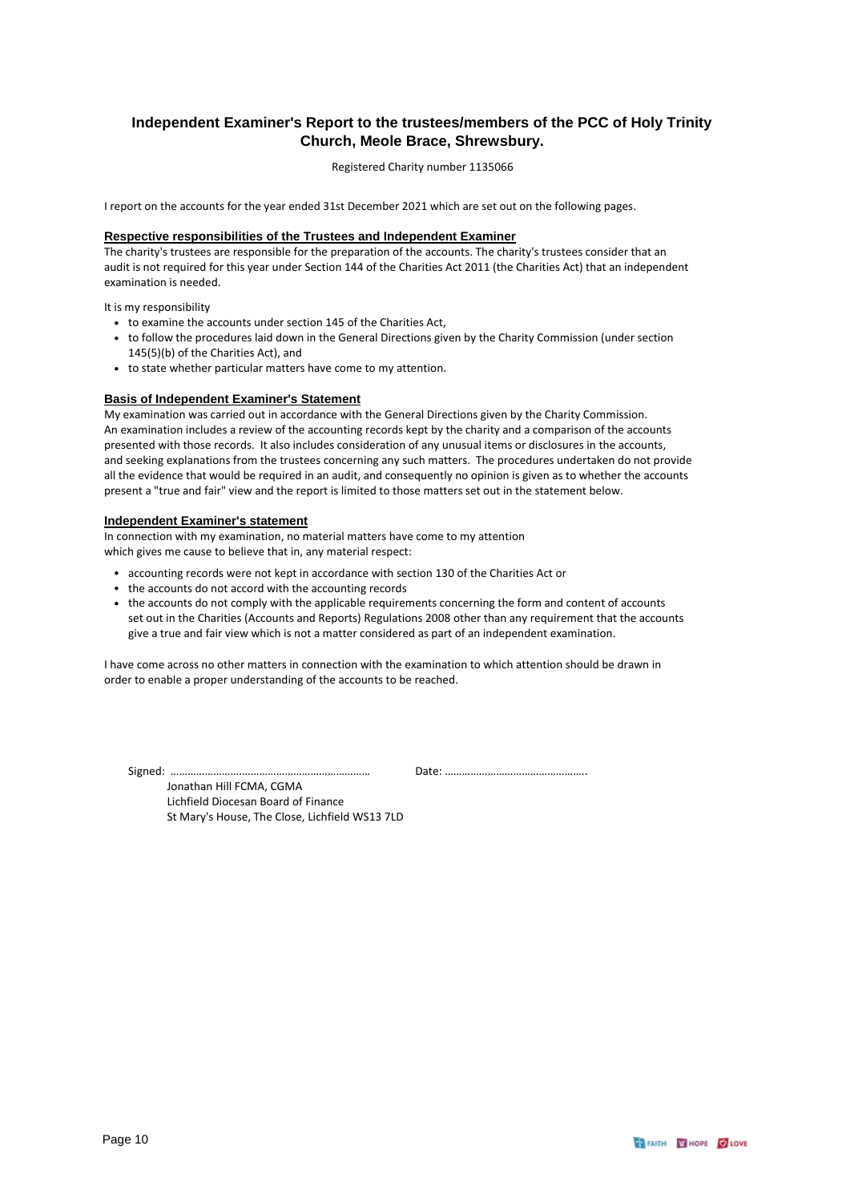# Independent Examiner's Report to the trustees/members of the PCC of Holy Trinity Church, Meole Brace, Shrewsbury.

Registered Charity number 1135066

I report on the accounts for the year ended 31st December 2021 which are set out on the following pages.

## Respective responsibilities of the Trustees and Independent Examiner

The charity's trustees are responsible for the preparation of the accounts. The charity's trustees consider that an audit is not required for this year under Section 144 of the Charities Act 2011 (the Charities Act) that an independent examination is needed.

It is my responsibility

- to examine the accounts under section 145 of the Charities Act,
- to follow the procedures laid down in the General Directions given by the Charity Commission (under section 145(5)(b) of the Charities Act), and
- to state whether particular matters have come to my attention.

## Basis of Independent Examiner's Statement

My examination was carried out in accordance with the General Directions given by the Charity Commission. An examination includes a review of the accounting records kept by the charity and a comparison of the accounts presented with those records. It also includes consideration of any unusual items or disclosures in the accounts, and seeking explanations from the trustees concerning any such matters. The procedures undertaken do not provide all the evidence that would be required in an audit, and consequently no opinion is given as to whether the accounts present a "true and fair" view and the report is limited to those matters set out in the statement below.

## Independent Examiner's statement

In connection with my examination, no material matters have come to my attention which gives me cause to believe that in, any material respect:

- accounting records were not kept in accordance with section 130 of the Charities Act or
- the accounts do not accord with the accounting records
- the accounts do not comply with the applicable requirements concerning the form and content of accounts set out in the Charities (Accounts and Reports) Regulations 2008 other than any requirement that the accounts give a true and fair view which is not a matter considered as part of an independent examination.

I have come across no other matters in connection with the examination to which attention should be drawn in order to enable a proper understanding of the accounts to be reached.

Signed: ………………………………………………………… Date: …………………………………………..

Jonathan Hill FCMA, CGMA
Lichfield Diocesan Board of Finance
St Mary's House, The Close, Lichfield WS13 7LD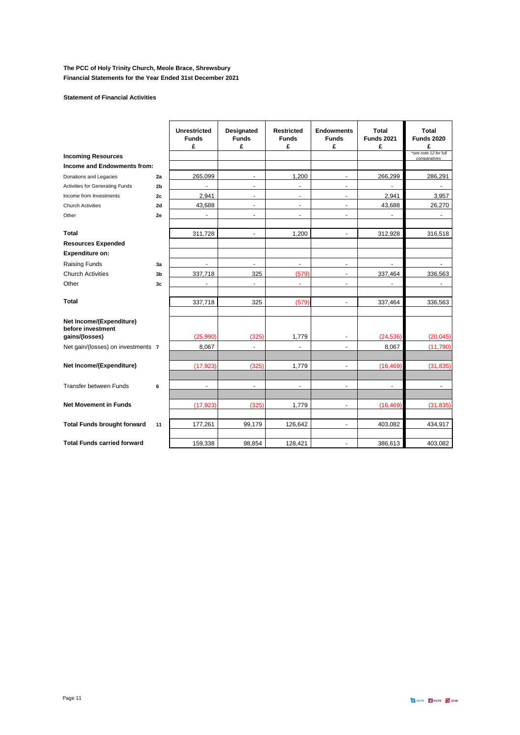**The PCC of Holy Trinity Church, Meole Brace, Shrewsbury**
**Financial Statements for the Year Ended 31st December 2021**

**Statement of Financial Activities**

| | | Unrestricted Funds £ | Designated Funds £ | Restricted Funds £ | Endowments Funds £ | Total Funds 2021 £ | Total Funds 2020 £ |
|---|---|---|---|---|---|---|---|
| **Incoming Resources** | | | | | | | *\*see note 12 for full comparatives* |
| **Income and Endowments from:** | | | | | | | |
| Donations and Legacies | 2a | 265,099 | - | 1,200 | - | 266,299 | 286,291 |
| Activities for Generating Funds | 2b | - | - | - | - | - | - |
| Income from Investments | 2c | 2,941 | - | - | - | 2,941 | 3,957 |
| Church Activities | 2d | 43,688 | - | - | - | 43,688 | 26,270 |
| Other | 2e | - | - | - | - | - | - |
| **Total** | | 311,728 | - | 1,200 | - | 312,928 | 316,518 |
| **Resources Expended** | | | | | | | |
| **Expenditure on:** | | | | | | | |
| Raising Funds | 3a | - | - | - | - | - | - |
| Church Activities | 3b | 337,718 | 325 | (579) | - | 337,464 | 336,563 |
| Other | 3c | - | - | - | - | - | - |
| **Total** | | 337,718 | 325 | (579) | - | 337,464 | 336,563 |
| **Net Income/(Expenditure) before investment gains/(losses)** | | (25,990) | (325) | 1,779 | - | (24,536) | (20,045) |
| Net gain/(losses) on investments | 7 | 8,067 | - | - | - | 8,067 | (11,790) |
| **Net Income/(Expenditure)** | | (17,923) | (325) | 1,779 | - | (16,469) | (31,835) |
| Transfer between Funds | 6 | - | - | - | - | - | - |
| **Net Movement in Funds** | | (17,923) | (325) | 1,779 | - | (16,469) | (31,835) |
| **Total Funds brought forward** | 11 | 177,261 | 99,179 | 126,642 | - | 403,082 | 434,917 |
| **Total Funds carried forward** | | 159,338 | 98,854 | 128,421 | - | 386,613 | 403,082 |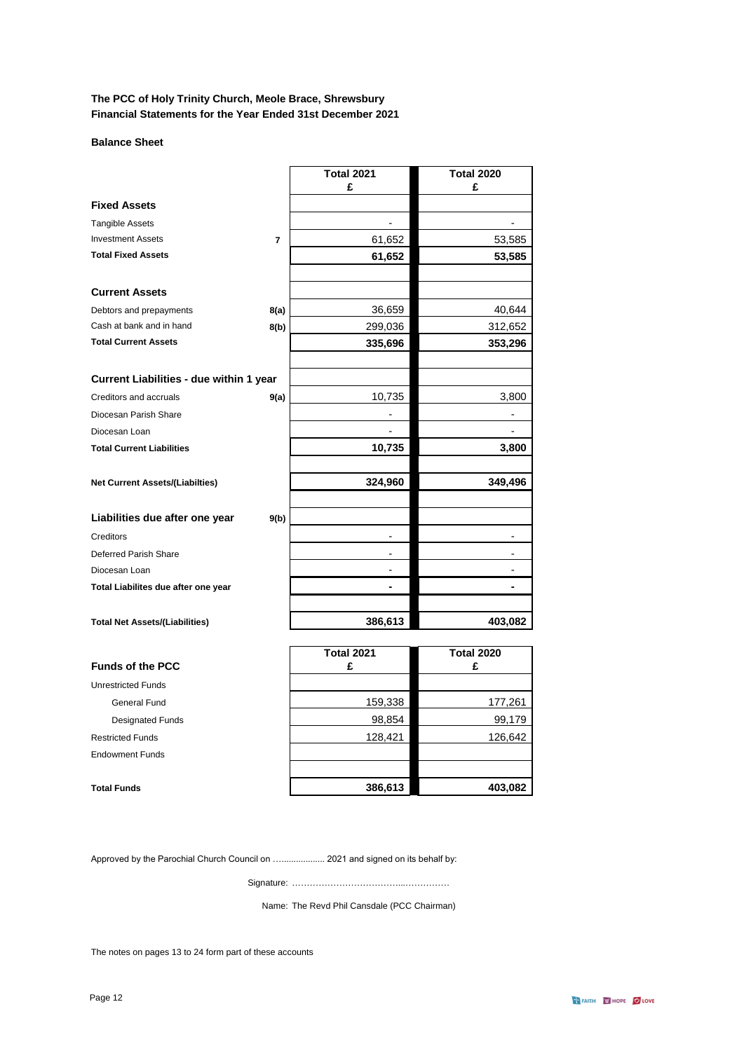**The PCC of Holy Trinity Church, Meole Brace, Shrewsbury**
**Financial Statements for the Year Ended 31st December 2021**

## Balance Sheet

| | Note | Total 2021 £ | Total 2020 £ |
|---|---|---|---|
| **Fixed Assets** | | | |
| Tangible Assets | | - | - |
| Investment Assets | 7 | 61,652 | 53,585 |
| **Total Fixed Assets** | | **61,652** | **53,585** |
| | | | |
| **Current Assets** | | | |
| Debtors and prepayments | 8(a) | 36,659 | 40,644 |
| Cash at bank and in hand | 8(b) | 299,036 | 312,652 |
| **Total Current Assets** | | **335,696** | **353,296** |
| | | | |
| **Current Liabilities - due within 1 year** | | | |
| Creditors and accruals | 9(a) | 10,735 | 3,800 |
| Diocesan Parish Share | | - | - |
| Diocesan Loan | | - | - |
| **Total Current Liabilities** | | **10,735** | **3,800** |
| | | | |
| **Net Current Assets/(Liabilties)** | | **324,960** | **349,496** |
| | | | |
| **Liabilities due after one year** | 9(b) | | |
| Creditors | | - | - |
| Deferred Parish Share | | - | - |
| Diocesan Loan | | - | - |
| **Total Liabilites due after one year** | | **-** | **-** |
| | | | |
| **Total Net Assets/(Liabilities)** | | **386,613** | **403,082** |

| **Funds of the PCC** | Total 2021 £ | Total 2020 £ |
|---|---|---|
| Unrestricted Funds | | |
| General Fund | 159,338 | 177,261 |
| Designated Funds | 98,854 | 99,179 |
| Restricted Funds | 128,421 | 126,642 |
| Endowment Funds | | |
| | | |
| **Total Funds** | **386,613** | **403,082** |

Approved by the Parochial Church Council on ................... 2021 and signed on its behalf by:

Signature: ……………………………….....……………

Name: The Revd Phil Cansdale (PCC Chairman)

The notes on pages 13 to 24 form part of these accounts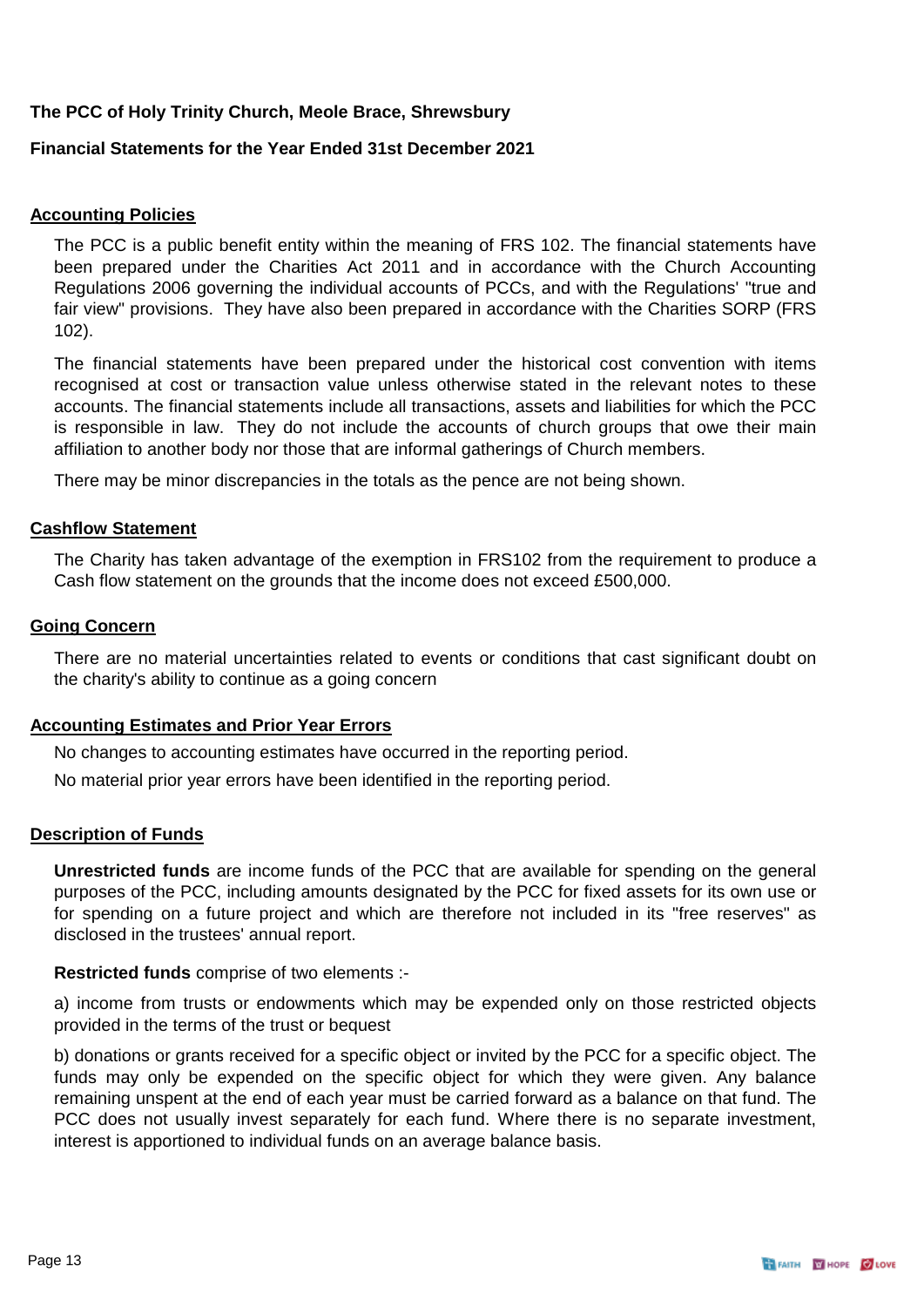**The PCC of Holy Trinity Church, Meole Brace, Shrewsbury**

**Financial Statements for the Year Ended 31st December 2021**

## Accounting Policies

The PCC is a public benefit entity within the meaning of FRS 102. The financial statements have been prepared under the Charities Act 2011 and in accordance with the Church Accounting Regulations 2006 governing the individual accounts of PCCs, and with the Regulations' "true and fair view" provisions. They have also been prepared in accordance with the Charities SORP (FRS 102).

The financial statements have been prepared under the historical cost convention with items recognised at cost or transaction value unless otherwise stated in the relevant notes to these accounts. The financial statements include all transactions, assets and liabilities for which the PCC is responsible in law. They do not include the accounts of church groups that owe their main affiliation to another body nor those that are informal gatherings of Church members.

There may be minor discrepancies in the totals as the pence are not being shown.

## Cashflow Statement

The Charity has taken advantage of the exemption in FRS102 from the requirement to produce a Cash flow statement on the grounds that the income does not exceed £500,000.

## Going Concern

There are no material uncertainties related to events or conditions that cast significant doubt on the charity's ability to continue as a going concern

## Accounting Estimates and Prior Year Errors

No changes to accounting estimates have occurred in the reporting period.

No material prior year errors have been identified in the reporting period.

## Description of Funds

**Unrestricted funds** are income funds of the PCC that are available for spending on the general purposes of the PCC, including amounts designated by the PCC for fixed assets for its own use or for spending on a future project and which are therefore not included in its "free reserves" as disclosed in the trustees' annual report.

**Restricted funds** comprise of two elements :-

a) income from trusts or endowments which may be expended only on those restricted objects provided in the terms of the trust or bequest

b) donations or grants received for a specific object or invited by the PCC for a specific object. The funds may only be expended on the specific object for which they were given. Any balance remaining unspent at the end of each year must be carried forward as a balance on that fund. The PCC does not usually invest separately for each fund. Where there is no separate investment, interest is apportioned to individual funds on an average balance basis.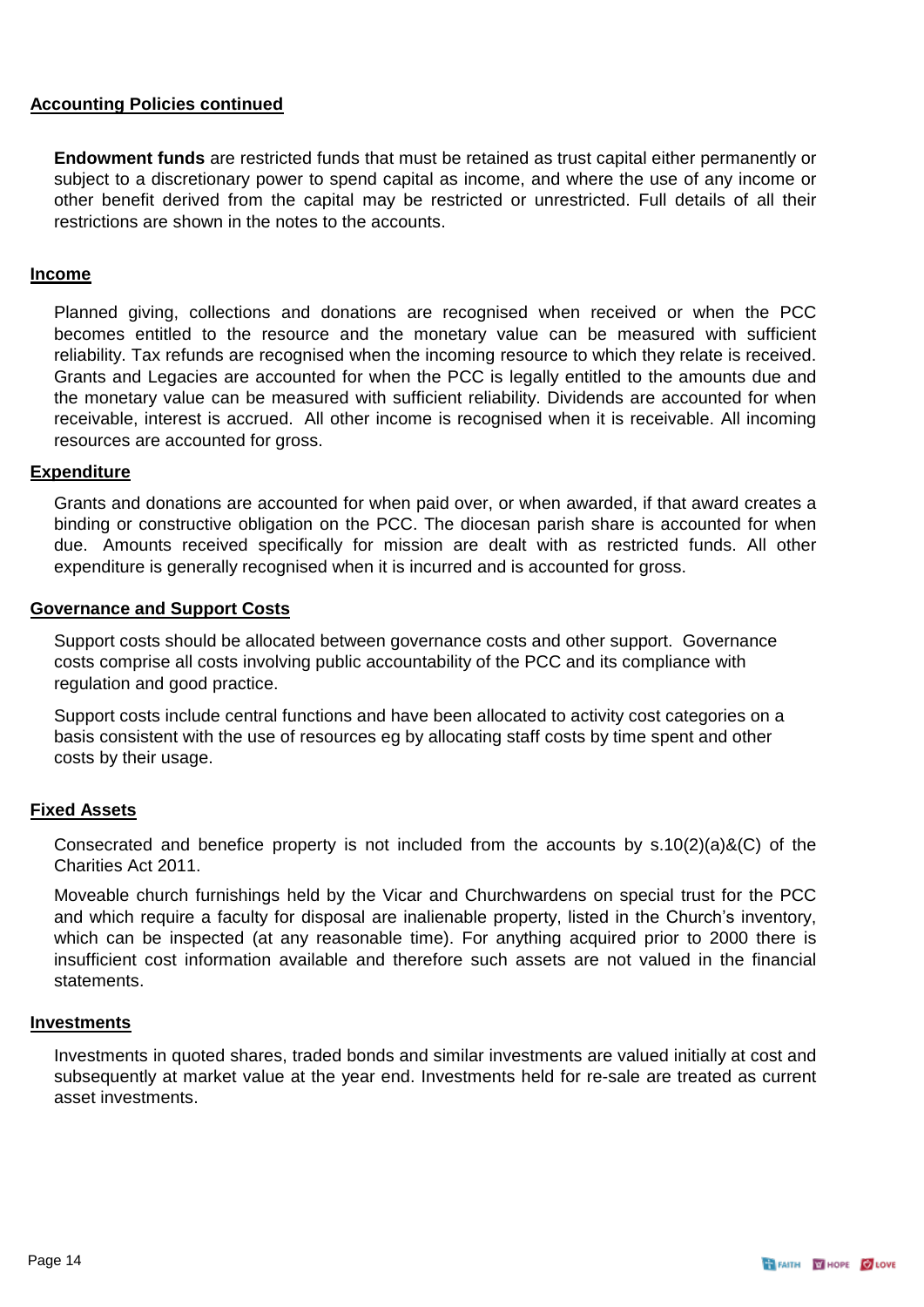## Accounting Policies continued

**Endowment funds** are restricted funds that must be retained as trust capital either permanently or subject to a discretionary power to spend capital as income, and where the use of any income or other benefit derived from the capital may be restricted or unrestricted. Full details of all their restrictions are shown in the notes to the accounts.

## Income

Planned giving, collections and donations are recognised when received or when the PCC becomes entitled to the resource and the monetary value can be measured with sufficient reliability. Tax refunds are recognised when the incoming resource to which they relate is received. Grants and Legacies are accounted for when the PCC is legally entitled to the amounts due and the monetary value can be measured with sufficient reliability. Dividends are accounted for when receivable, interest is accrued. All other income is recognised when it is receivable. All incoming resources are accounted for gross.

## Expenditure

Grants and donations are accounted for when paid over, or when awarded, if that award creates a binding or constructive obligation on the PCC. The diocesan parish share is accounted for when due. Amounts received specifically for mission are dealt with as restricted funds. All other expenditure is generally recognised when it is incurred and is accounted for gross.

## Governance and Support Costs

Support costs should be allocated between governance costs and other support. Governance costs comprise all costs involving public accountability of the PCC and its compliance with regulation and good practice.

Support costs include central functions and have been allocated to activity cost categories on a basis consistent with the use of resources eg by allocating staff costs by time spent and other costs by their usage.

## Fixed Assets

Consecrated and benefice property is not included from the accounts by s.10(2)(a)&(C) of the Charities Act 2011.

Moveable church furnishings held by the Vicar and Churchwardens on special trust for the PCC and which require a faculty for disposal are inalienable property, listed in the Church's inventory, which can be inspected (at any reasonable time). For anything acquired prior to 2000 there is insufficient cost information available and therefore such assets are not valued in the financial statements.

## Investments

Investments in quoted shares, traded bonds and similar investments are valued initially at cost and subsequently at market value at the year end. Investments held for re-sale are treated as current asset investments.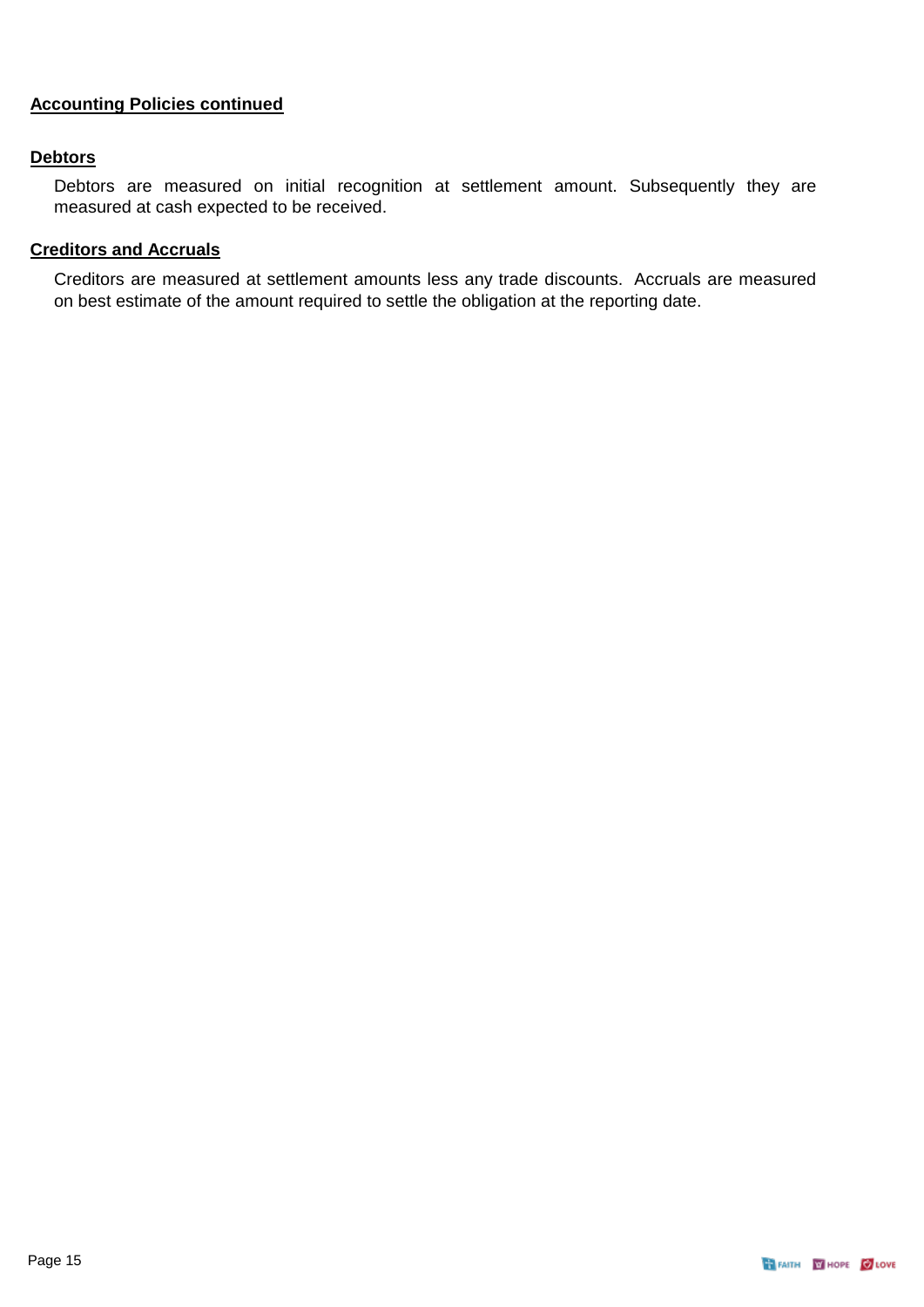## Accounting Policies continued

### Debtors

Debtors are measured on initial recognition at settlement amount. Subsequently they are measured at cash expected to be received.

### Creditors and Accruals

Creditors are measured at settlement amounts less any trade discounts. Accruals are measured on best estimate of the amount required to settle the obligation at the reporting date.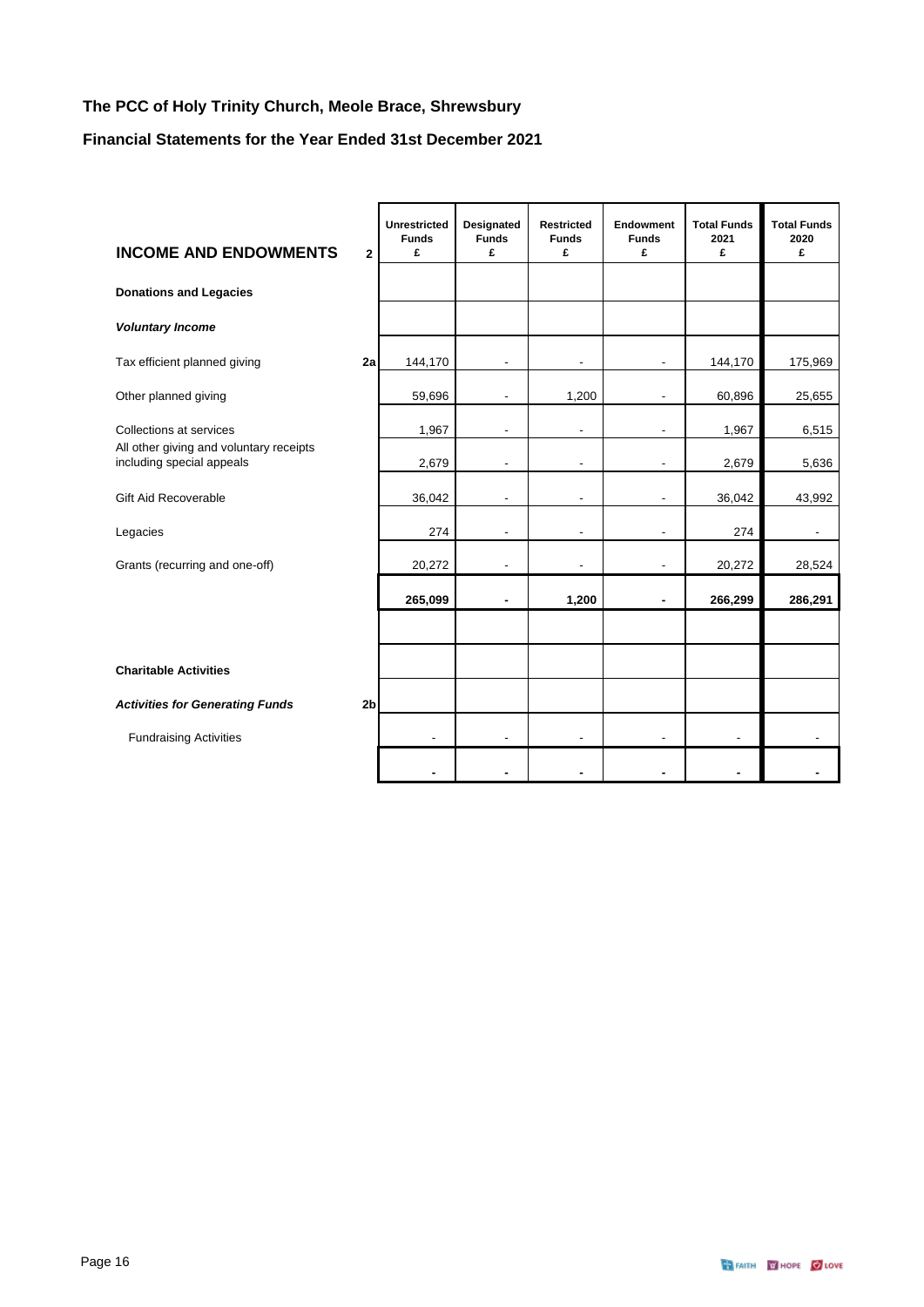**The PCC of Holy Trinity Church, Meole Brace, Shrewsbury**

**Financial Statements for the Year Ended 31st December 2021**

| **INCOME AND ENDOWMENTS** | **2** | **Unrestricted Funds £** | **Designated Funds £** | **Restricted Funds £** | **Endowment Funds £** | **Total Funds 2021 £** | **Total Funds 2020 £** |
|---|---|---|---|---|---|---|---|
| **Donations and Legacies** | | | | | | | |
| ***Voluntary Income*** | | | | | | | |
| Tax efficient planned giving | **2a** | 144,170 | - | - | - | 144,170 | 175,969 |
| Other planned giving | | 59,696 | - | 1,200 | - | 60,896 | 25,655 |
| Collections at services | | 1,967 | - | - | - | 1,967 | 6,515 |
| All other giving and voluntary receipts including special appeals | | 2,679 | - | - | - | 2,679 | 5,636 |
| Gift Aid Recoverable | | 36,042 | - | - | - | 36,042 | 43,992 |
| Legacies | | 274 | - | - | - | 274 | - |
| Grants (recurring and one-off) | | 20,272 | - | - | - | 20,272 | 28,524 |
| | | **265,099** | **-** | **1,200** | **-** | **266,299** | **286,291** |
| **Charitable Activities** | | | | | | | |
| ***Activities for Generating Funds*** | **2b** | | | | | | |
| Fundraising Activities | | - | - | - | - | - | - |
| | | **-** | **-** | **-** | **-** | **-** | **-** |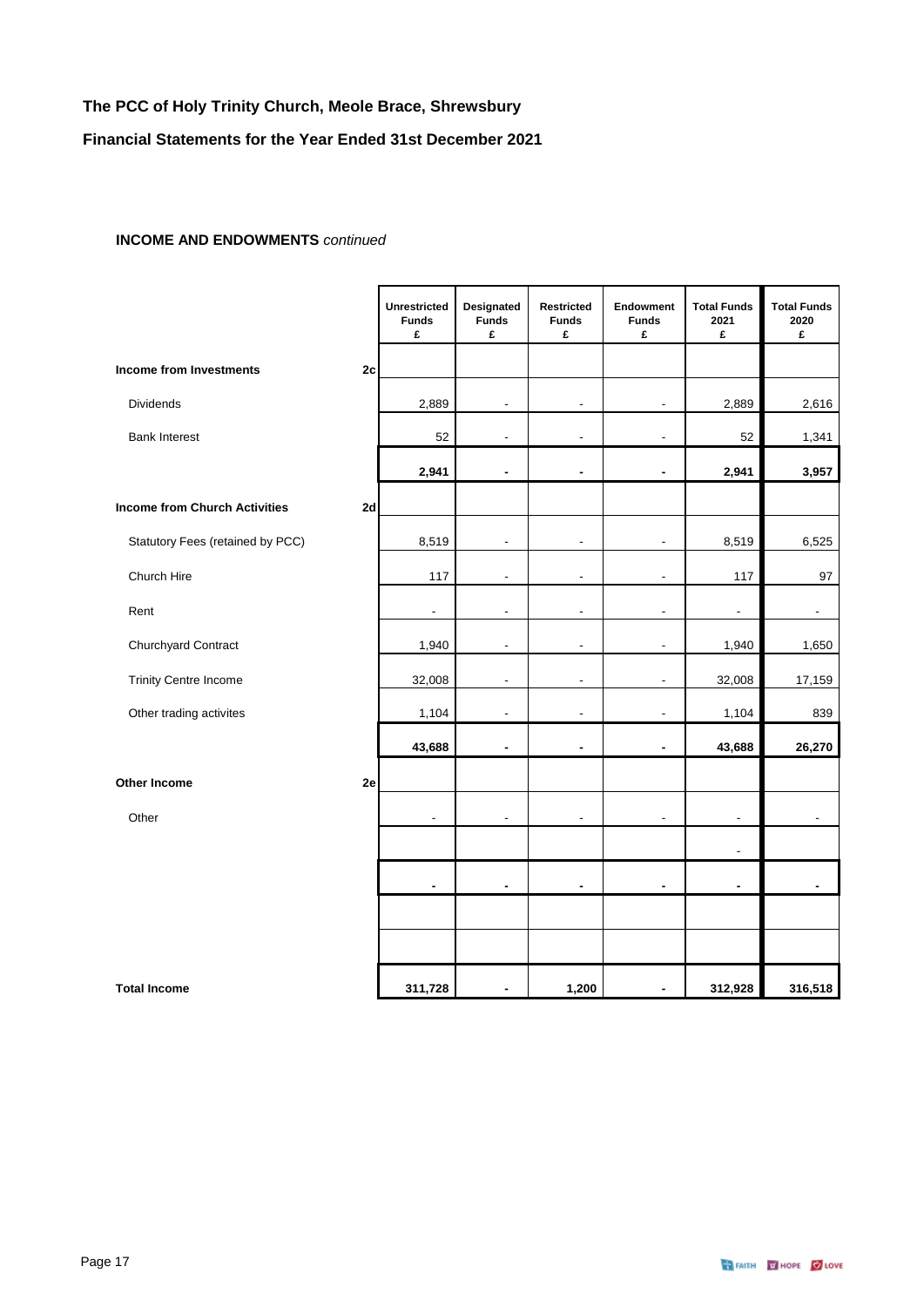**The PCC of Holy Trinity Church, Meole Brace, Shrewsbury**

**Financial Statements for the Year Ended 31st December 2021**

**INCOME AND ENDOWMENTS** *continued*

| | | Unrestricted Funds £ | Designated Funds £ | Restricted Funds £ | Endowment Funds £ | Total Funds 2021 £ | Total Funds 2020 £ |
|---|---|---|---|---|---|---|---|
| **Income from Investments** | 2c | | | | | | |
| Dividends | | 2,889 | - | - | - | 2,889 | 2,616 |
| Bank Interest | | 52 | - | - | - | 52 | 1,341 |
| | | **2,941** | **-** | **-** | **-** | **2,941** | **3,957** |
| **Income from Church Activities** | 2d | | | | | | |
| Statutory Fees (retained by PCC) | | 8,519 | - | - | - | 8,519 | 6,525 |
| Church Hire | | 117 | - | - | - | 117 | 97 |
| Rent | | - | - | - | - | - | - |
| Churchyard Contract | | 1,940 | - | - | - | 1,940 | 1,650 |
| Trinity Centre Income | | 32,008 | - | - | - | 32,008 | 17,159 |
| Other trading activites | | 1,104 | - | - | - | 1,104 | 839 |
| | | **43,688** | **-** | **-** | **-** | **43,688** | **26,270** |
| **Other Income** | 2e | | | | | | |
| Other | | - | - | - | - | - | - |
| | | | | | | - | |
| | | **-** | **-** | **-** | **-** | **-** | **-** |
| | | | | | | | |
| | | | | | | | |
| **Total Income** | | **311,728** | **-** | **1,200** | **-** | **312,928** | **316,518** |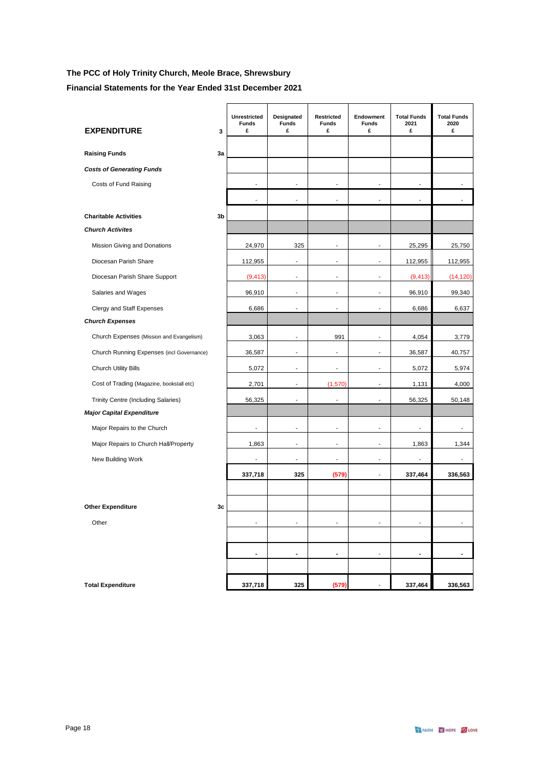**The PCC of Holy Trinity Church, Meole Brace, Shrewsbury**

**Financial Statements for the Year Ended 31st December 2021**

| **EXPENDITURE** | **3** | **Unrestricted Funds £** | **Designated Funds £** | **Restricted Funds £** | **Endowment Funds £** | **Total Funds 2021 £** | **Total Funds 2020 £** |
|---|---|---|---|---|---|---|---|
| **Raising Funds** | **3a** | | | | | | |
| ***Costs of Generating Funds*** | | | | | | | |
| Costs of Fund Raising | | - | - | - | - | - | - |
| | | - | - | - | - | - | - |
| **Charitable Activities** | **3b** | | | | | | |
| ***Church Activites*** | | | | | | | |
| Mission Giving and Donations | | 24,970 | 325 | - | - | 25,295 | 25,750 |
| Diocesan Parish Share | | 112,955 | - | - | - | 112,955 | 112,955 |
| Diocesan Parish Share Support | | (9,413) | - | - | - | (9,413) | (14,120) |
| Salaries and Wages | | 96,910 | - | - | - | 96,910 | 99,340 |
| Clergy and Staff Expenses | | 6,686 | - | - | - | 6,686 | 6,637 |
| ***Church Expenses*** | | | | | | | |
| Church Expenses (Mission and Evangelism) | | 3,063 | - | 991 | - | 4,054 | 3,779 |
| Church Running Expenses (incl Governance) | | 36,587 | - | - | - | 36,587 | 40,757 |
| Church Utility Bills | | 5,072 | - | - | - | 5,072 | 5,974 |
| Cost of Trading (Magazine, bookstall etc) | | 2,701 | - | (1,570) | - | 1,131 | 4,000 |
| Trinity Centre (Including Salaries) | | 56,325 | - | - | - | 56,325 | 50,148 |
| ***Major Capital Expenditure*** | | | | | | | |
| Major Repairs to the Church | | - | - | - | - | - | - |
| Major Repairs to Church Hall/Property | | 1,863 | - | - | - | 1,863 | 1,344 |
| New Building Work | | - | - | - | - | - | - |
| | | **337,718** | **325** | **(579)** | - | **337,464** | **336,563** |
| **Other Expenditure** | **3c** | | | | | | |
| Other | | - | - | - | - | - | - |
| | | **-** | **-** | **-** | - | **-** | **-** |
| **Total Expenditure** | | **337,718** | **325** | **(579)** | - | **337,464** | **336,563** |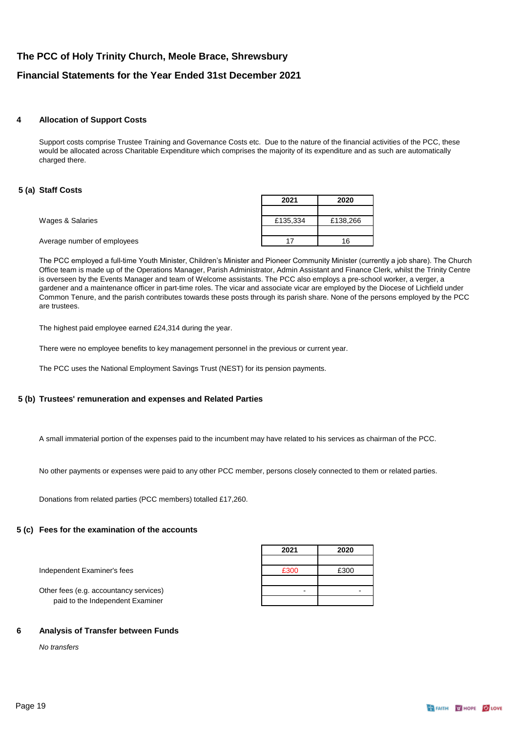# The PCC of Holy Trinity Church, Meole Brace, Shrewsbury

## Financial Statements for the Year Ended 31st December 2021

### 4 Allocation of Support Costs

Support costs comprise Trustee Training and Governance Costs etc. Due to the nature of the financial activities of the PCC, these would be allocated across Charitable Expenditure which comprises the majority of its expenditure and as such are automatically charged there.

### 5 (a) Staff Costs

| | 2021 | 2020 |
|---|---|---|
| Wages & Salaries | £135,334 | £138,266 |
| Average number of employees | 17 | 16 |

The PCC employed a full-time Youth Minister, Children's Minister and Pioneer Community Minister (currently a job share). The Church Office team is made up of the Operations Manager, Parish Administrator, Admin Assistant and Finance Clerk, whilst the Trinity Centre is overseen by the Events Manager and team of Welcome assistants. The PCC also employs a pre-school worker, a verger, a gardener and a maintenance officer in part-time roles. The vicar and associate vicar are employed by the Diocese of Lichfield under Common Tenure, and the parish contributes towards these posts through its parish share. None of the persons employed by the PCC are trustees.

The highest paid employee earned £24,314 during the year.

There were no employee benefits to key management personnel in the previous or current year.

The PCC uses the National Employment Savings Trust (NEST) for its pension payments.

### 5 (b) Trustees' remuneration and expenses and Related Parties

A small immaterial portion of the expenses paid to the incumbent may have related to his services as chairman of the PCC.

No other payments or expenses were paid to any other PCC member, persons closely connected to them or related parties.

Donations from related parties (PCC members) totalled £17,260.

### 5 (c) Fees for the examination of the accounts

| | 2021 | 2020 |
|---|---|---|
| Independent Examiner's fees | £300 | £300 |
| Other fees (e.g. accountancy services) paid to the Independent Examiner | - | - |

### 6 Analysis of Transfer between Funds

*No transfers*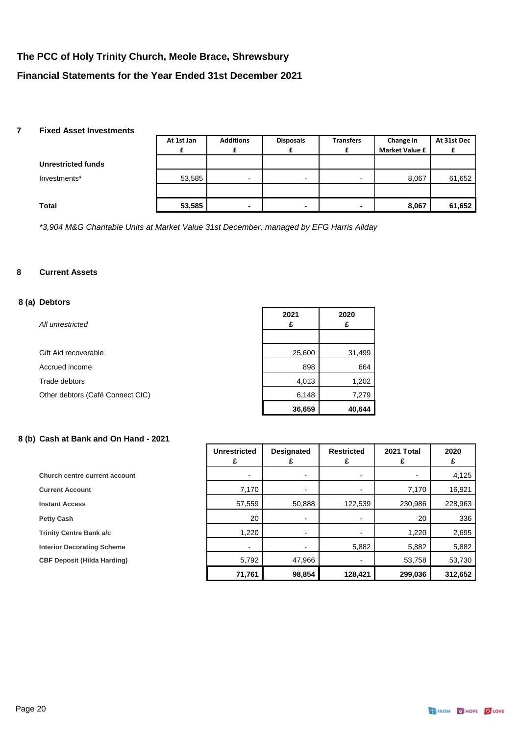# The PCC of Holy Trinity Church, Meole Brace, Shrewsbury

## Financial Statements for the Year Ended 31st December 2021

### 7 Fixed Asset Investments

| | At 1st Jan £ | Additions £ | Disposals £ | Transfers £ | Change in Market Value £ | At 31st Dec £ |
|---|---|---|---|---|---|---|
| **Unrestricted funds** | | | | | | |
| Investments* | 53,585 | - | - | - | 8,067 | 61,652 |
| | | | | | | |
| **Total** | **53,585** | **-** | **-** | **-** | **8,067** | **61,652** |

*\*3,904 M&G Charitable Units at Market Value 31st December, managed by EFG Harris Allday*

### 8 Current Assets

#### 8 (a) Debtors

| *All unrestricted* | 2021 £ | 2020 £ |
|---|---|---|
| | | |
| Gift Aid recoverable | 25,600 | 31,499 |
| Accrued income | 898 | 664 |
| Trade debtors | 4,013 | 1,202 |
| Other debtors (Café Connect CIC) | 6,148 | 7,279 |
| | **36,659** | **40,644** |

#### 8 (b) Cash at Bank and On Hand - 2021

| | Unrestricted £ | Designated £ | Restricted £ | 2021 Total £ | 2020 £ |
|---|---|---|---|---|---|
| **Church centre current account** | - | - | - | - | 4,125 |
| **Current Account** | 7,170 | - | - | 7,170 | 16,921 |
| **Instant Access** | 57,559 | 50,888 | 122,539 | 230,986 | 228,963 |
| **Petty Cash** | 20 | - | - | 20 | 336 |
| **Trinity Centre Bank a/c** | 1,220 | - | - | 1,220 | 2,695 |
| **Interior Decorating Scheme** | - | - | 5,882 | 5,882 | 5,882 |
| **CBF Deposit (Hilda Harding)** | 5,792 | 47,966 | - | 53,758 | 53,730 |
| | **71,761** | **98,854** | **128,421** | **299,036** | **312,652** |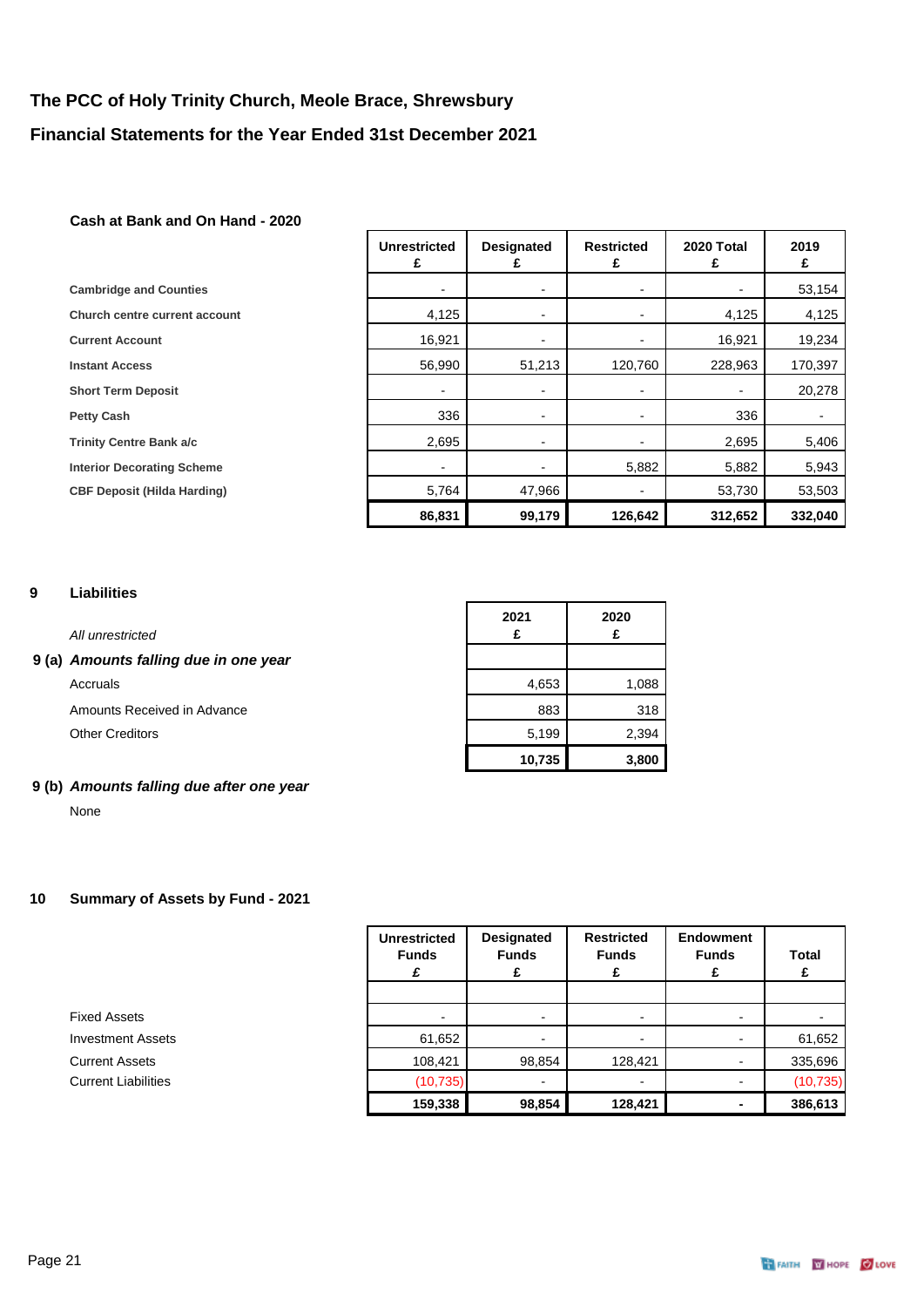# The PCC of Holy Trinity Church, Meole Brace, Shrewsbury

## Financial Statements for the Year Ended 31st December 2021

### Cash at Bank and On Hand - 2020

| | Unrestricted £ | Designated £ | Restricted £ | 2020 Total £ | 2019 £ |
|---|---|---|---|---|---|
| **Cambridge and Counties** | - | - | - | - | 53,154 |
| **Church centre current account** | 4,125 | - | - | 4,125 | 4,125 |
| **Current Account** | 16,921 | - | - | 16,921 | 19,234 |
| **Instant Access** | 56,990 | 51,213 | 120,760 | 228,963 | 170,397 |
| **Short Term Deposit** | - | - | - | - | 20,278 |
| **Petty Cash** | 336 | - | - | 336 | - |
| **Trinity Centre Bank a/c** | 2,695 | - | - | 2,695 | 5,406 |
| **Interior Decorating Scheme** | - | - | 5,882 | 5,882 | 5,943 |
| **CBF Deposit (Hilda Harding)** | 5,764 | 47,966 | - | 53,730 | 53,503 |
| | **86,831** | **99,179** | **126,642** | **312,652** | **332,040** |

### 9 Liabilities

*All unrestricted*

| | 2021 £ | 2020 £ |
|---|---|---|
| **9 (a)** ***Amounts falling due in one year*** | | |
| Accruals | 4,653 | 1,088 |
| Amounts Received in Advance | 883 | 318 |
| Other Creditors | 5,199 | 2,394 |
| | **10,735** | **3,800** |

**9 (b)** ***Amounts falling due after one year***

None

### 10 Summary of Assets by Fund - 2021

| | Unrestricted Funds £ | Designated Funds £ | Restricted Funds £ | Endowment Funds £ | Total £ |
|---|---|---|---|---|---|
| Fixed Assets | - | - | - | - | - |
| Investment Assets | 61,652 | - | - | - | 61,652 |
| Current Assets | 108,421 | 98,854 | 128,421 | - | 335,696 |
| Current Liabilities | (10,735) | - | - | - | (10,735) |
| | **159,338** | **98,854** | **128,421** | **-** | **386,613** |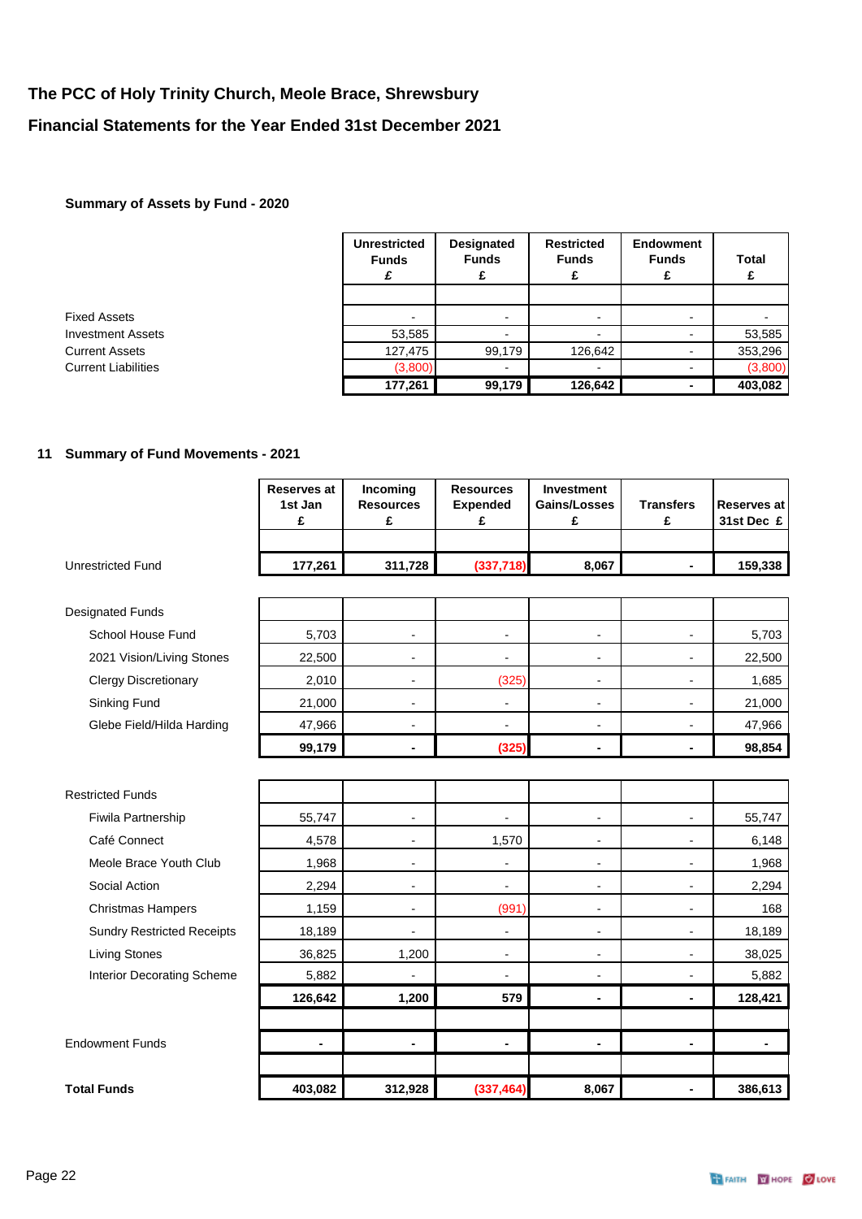# The PCC of Holy Trinity Church, Meole Brace, Shrewsbury

## Financial Statements for the Year Ended 31st December 2021

### Summary of Assets by Fund - 2020

| | Unrestricted Funds £ | Designated Funds £ | Restricted Funds £ | Endowment Funds £ | Total £ |
|---|---|---|---|---|---|
| Fixed Assets | - | - | - | - | - |
| Investment Assets | 53,585 | - | - | - | 53,585 |
| Current Assets | 127,475 | 99,179 | 126,642 | - | 353,296 |
| Current Liabilities | (3,800) | - | - | - | (3,800) |
| | **177,261** | **99,179** | **126,642** | **-** | **403,082** |

### 11 Summary of Fund Movements - 2021

| | Reserves at 1st Jan £ | Incoming Resources £ | Resources Expended £ | Investment Gains/Losses £ | Transfers £ | Reserves at 31st Dec £ |
|---|---|---|---|---|---|---|
| Unrestricted Fund | **177,261** | **311,728** | **(337,718)** | **8,067** | **-** | **159,338** |
| **Designated Funds** | | | | | | |
| School House Fund | 5,703 | - | - | - | - | 5,703 |
| 2021 Vision/Living Stones | 22,500 | - | - | - | - | 22,500 |
| Clergy Discretionary | 2,010 | - | (325) | - | - | 1,685 |
| Sinking Fund | 21,000 | - | - | - | - | 21,000 |
| Glebe Field/Hilda Harding | 47,966 | - | - | - | - | 47,966 |
| | **99,179** | **-** | **(325)** | **-** | **-** | **98,854** |
| **Restricted Funds** | | | | | | |
| Fiwila Partnership | 55,747 | - | - | - | - | 55,747 |
| Café Connect | 4,578 | - | 1,570 | - | - | 6,148 |
| Meole Brace Youth Club | 1,968 | - | - | - | - | 1,968 |
| Social Action | 2,294 | - | - | - | - | 2,294 |
| Christmas Hampers | 1,159 | - | (991) | - | - | 168 |
| Sundry Restricted Receipts | 18,189 | - | - | - | - | 18,189 |
| Living Stones | 36,825 | 1,200 | - | - | - | 38,025 |
| Interior Decorating Scheme | 5,882 | - | - | - | - | 5,882 |
| | **126,642** | **1,200** | **579** | **-** | **-** | **128,421** |
| Endowment Funds | **-** | **-** | **-** | **-** | **-** | **-** |
| **Total Funds** | **403,082** | **312,928** | **(337,464)** | **8,067** | **-** | **386,613** |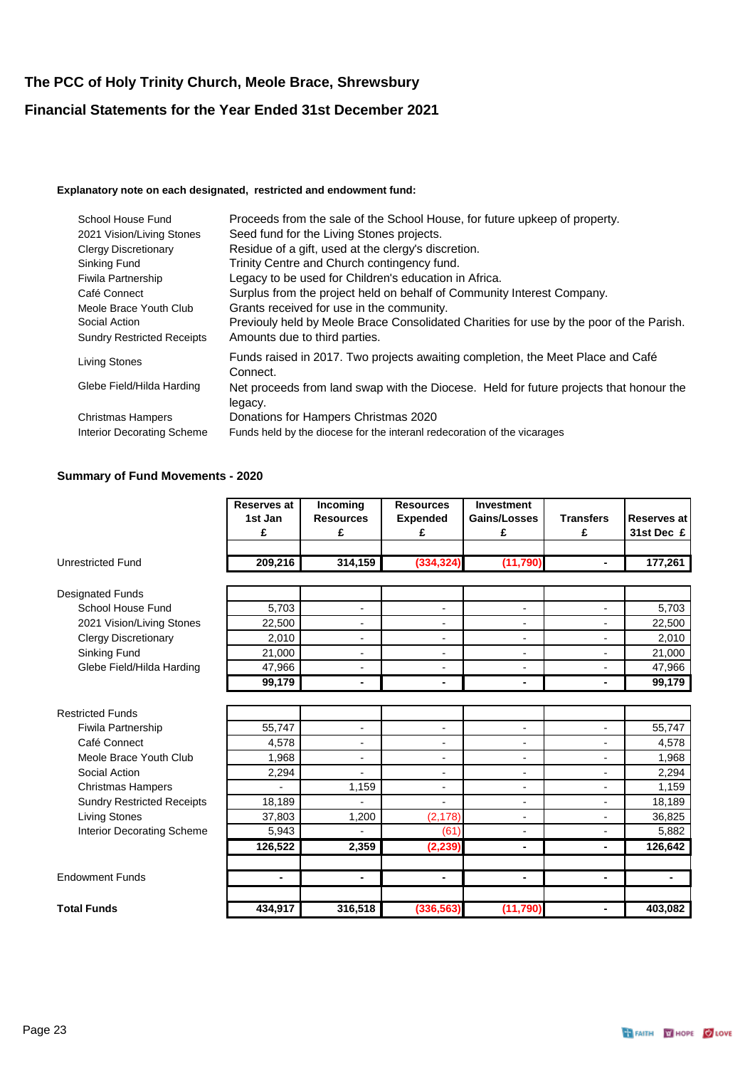# The PCC of Holy Trinity Church, Meole Brace, Shrewsbury

## Financial Statements for the Year Ended 31st December 2021

**Explanatory note on each designated, restricted and endowment fund:**

| | |
|---|---|
| School House Fund | Proceeds from the sale of the School House, for future upkeep of property. |
| 2021 Vision/Living Stones | Seed fund for the Living Stones projects. |
| Clergy Discretionary | Residue of a gift, used at the clergy's discretion. |
| Sinking Fund | Trinity Centre and Church contingency fund. |
| Fiwila Partnership | Legacy to be used for Children's education in Africa. |
| Café Connect | Surplus from the project held on behalf of Community Interest Company. |
| Meole Brace Youth Club | Grants received for use in the community. |
| Social Action | Previouly held by Meole Brace Consolidated Charities for use by the poor of the Parish. |
| Sundry Restricted Receipts | Amounts due to third parties. |
| Living Stones | Funds raised in 2017. Two projects awaiting completion, the Meet Place and Café Connect. |
| Glebe Field/Hilda Harding | Net proceeds from land swap with the Diocese. Held for future projects that honour the legacy. |
| Christmas Hampers | Donations for Hampers Christmas 2020 |
| Interior Decorating Scheme | Funds held by the diocese for the interanl redecoration of the vicarages |

**Summary of Fund Movements - 2020**

| | Reserves at 1st Jan £ | Incoming Resources £ | Resources Expended £ | Investment Gains/Losses £ | Transfers £ | Reserves at 31st Dec £ |
|---|---|---|---|---|---|---|
| Unrestricted Fund | **209,216** | **314,159** | **(334,324)** | **(11,790)** | **-** | **177,261** |
| **Designated Funds** | | | | | | |
| School House Fund | 5,703 | - | - | - | - | 5,703 |
| 2021 Vision/Living Stones | 22,500 | - | - | - | - | 22,500 |
| Clergy Discretionary | 2,010 | - | - | - | - | 2,010 |
| Sinking Fund | 21,000 | - | - | - | - | 21,000 |
| Glebe Field/Hilda Harding | 47,966 | - | - | - | - | 47,966 |
| | **99,179** | **-** | **-** | **-** | **-** | **99,179** |
| **Restricted Funds** | | | | | | |
| Fiwila Partnership | 55,747 | - | - | - | - | 55,747 |
| Café Connect | 4,578 | - | - | - | - | 4,578 |
| Meole Brace Youth Club | 1,968 | - | - | - | - | 1,968 |
| Social Action | 2,294 | - | - | - | - | 2,294 |
| Christmas Hampers | - | 1,159 | - | - | - | 1,159 |
| Sundry Restricted Receipts | 18,189 | - | - | - | - | 18,189 |
| Living Stones | 37,803 | 1,200 | (2,178) | - | - | 36,825 |
| Interior Decorating Scheme | 5,943 | - | (61) | - | - | 5,882 |
| | **126,522** | **2,359** | **(2,239)** | **-** | **-** | **126,642** |
| Endowment Funds | **-** | **-** | **-** | **-** | **-** | **-** |
| **Total Funds** | **434,917** | **316,518** | **(336,563)** | **(11,790)** | **-** | **403,082** |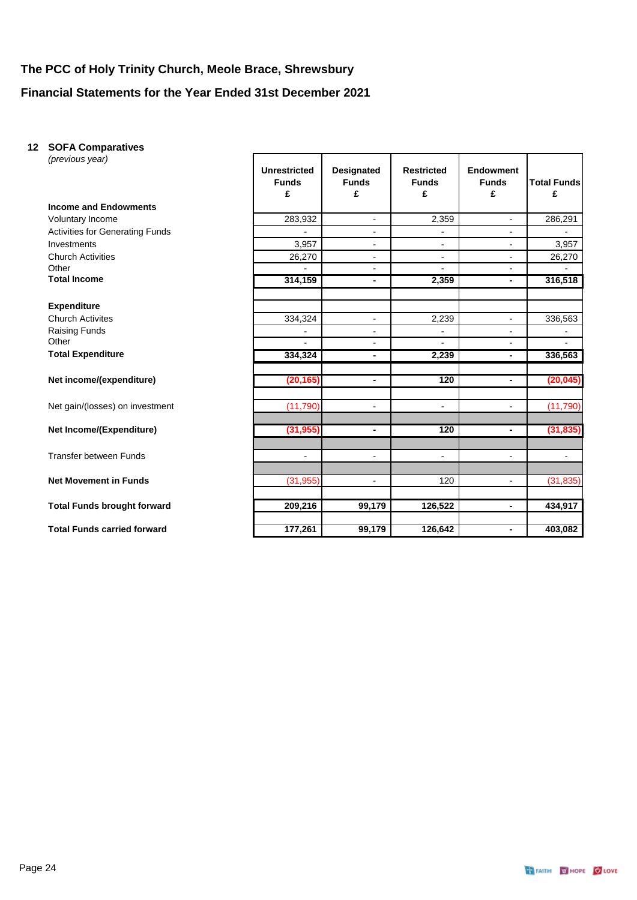# The PCC of Holy Trinity Church, Meole Brace, Shrewsbury

## Financial Statements for the Year Ended 31st December 2021

### 12 SOFA Comparatives

*(previous year)*

| | Unrestricted Funds £ | Designated Funds £ | Restricted Funds £ | Endowment Funds £ | Total Funds £ |
|---|---|---|---|---|---|
| **Income and Endowments** | | | | | |
| Voluntary Income | 283,932 | - | 2,359 | - | 286,291 |
| Activities for Generating Funds | - | - | - | - | - |
| Investments | 3,957 | - | - | - | 3,957 |
| Church Activities | 26,270 | - | - | - | 26,270 |
| Other | - | - | - | - | - |
| **Total Income** | **314,159** | **-** | **2,359** | **-** | **316,518** |
| | | | | | |
| **Expenditure** | | | | | |
| Church Activites | 334,324 | - | 2,239 | - | 336,563 |
| Raising Funds | - | - | - | - | - |
| Other | - | - | - | - | - |
| **Total Expenditure** | **334,324** | **-** | **2,239** | **-** | **336,563** |
| | | | | | |
| **Net income/(expenditure)** | **(20,165)** | **-** | **120** | **-** | **(20,045)** |
| | | | | | |
| Net gain/(losses) on investment | (11,790) | - | - | - | (11,790) |
| | | | | | |
| **Net Income/(Expenditure)** | **(31,955)** | **-** | **120** | **-** | **(31,835)** |
| | | | | | |
| Transfer between Funds | - | - | - | - | - |
| | | | | | |
| **Net Movement in Funds** | (31,955) | - | 120 | - | (31,835) |
| | | | | | |
| **Total Funds brought forward** | **209,216** | **99,179** | **126,522** | **-** | **434,917** |
| | | | | | |
| **Total Funds carried forward** | **177,261** | **99,179** | **126,642** | **-** | **403,082** |

FAITH HOPE LOVE